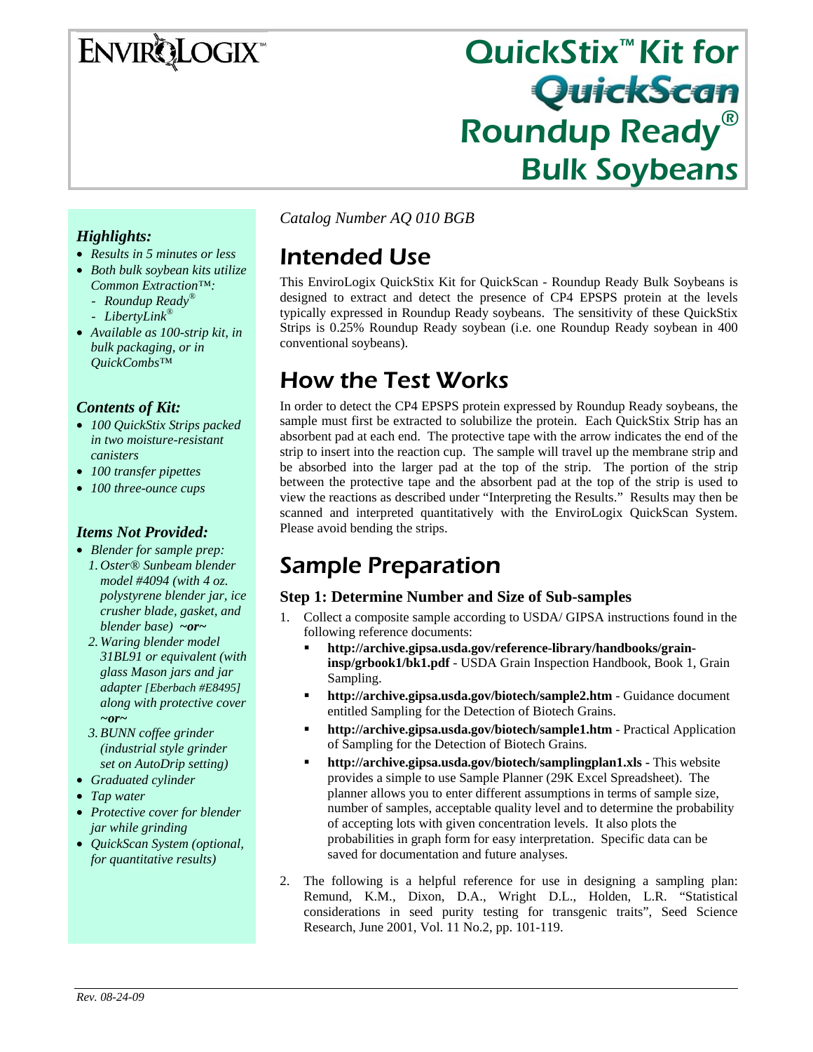ENVIROLOGIX™

# QuickStix™ Kit for QuickScan Roundup Ready® Bulk Soybeans

*Catalog Number AQ 010 BGB*

## Intended Use

This EnviroLogix QuickStix Kit for QuickScan - Roundup Ready Bulk Soybeans is designed to extract and detect the presence of CP4 EPSPS protein at the levels typically expressed in Roundup Ready soybeans. The sensitivity of these QuickStix Strips is 0.25% Roundup Ready soybean (i.e. one Roundup Ready soybean in 400 conventional soybeans).

## How the Test Works

In order to detect the CP4 EPSPS protein expressed by Roundup Ready soybeans, the sample must first be extracted to solubilize the protein. Each QuickStix Strip has an absorbent pad at each end. The protective tape with the arrow indicates the end of the strip to insert into the reaction cup. The sample will travel up the membrane strip and be absorbed into the larger pad at the top of the strip. The portion of the strip between the protective tape and the absorbent pad at the top of the strip is used to view the reactions as described under "Interpreting the Results." Results may then be scanned and interpreted quantitatively with the EnviroLogix QuickScan System. Please avoid bending the strips.

## Sample Preparation

### Step 1: Determine Number and Size of Sub-samples

1. Collect a composite sample according to USDA/ GIPSA instructions found in the following reference documents:
   - **http://archive.gipsa.usda.gov/reference-library/handbooks/grain-insp/grbook1/bk1.pdf** - USDA Grain Inspection Handbook, Book 1, Grain Sampling.
   - **http://archive.gipsa.usda.gov/biotech/sample2.htm** - Guidance document entitled Sampling for the Detection of Biotech Grains.
   - **http://archive.gipsa.usda.gov/biotech/sample1.htm** - Practical Application of Sampling for the Detection of Biotech Grains.
   - **http://archive.gipsa.usda.gov/biotech/samplingplan1.xls** - This website provides a simple to use Sample Planner (29K Excel Spreadsheet). The planner allows you to enter different assumptions in terms of sample size, number of samples, acceptable quality level and to determine the probability of accepting lots with given concentration levels. It also plots the probabilities in graph form for easy interpretation. Specific data can be saved for documentation and future analyses.
2. The following is a helpful reference for use in designing a sampling plan: Remund, K.M., Dixon, D.A., Wright D.L., Holden, L.R. "Statistical considerations in seed purity testing for transgenic traits", Seed Science Research, June 2001, Vol. 11 No.2, pp. 101-119.

### *Highlights:*

- *Results in 5 minutes or less*
- *Both bulk soybean kits utilize Common Extraction™:*
  - *Roundup Ready®*
  - *LibertyLink®*
- *Available as 100-strip kit, in bulk packaging, or in QuickCombs™*

### *Contents of Kit:*

- *100 QuickStix Strips packed in two moisture-resistant canisters*
- *100 transfer pipettes*
- *100 three-ounce cups*

### *Items Not Provided:*

- *Blender for sample prep:*
  1. *Oster® Sunbeam blender model #4094 (with 4 oz. polystyrene blender jar, ice crusher blade, gasket, and blender base)* **~or~**
  2. *Waring blender model 31BL91 or equivalent (with glass Mason jars and jar adapter [Eberbach #E8495] along with protective cover* **~or~**
  3. *BUNN coffee grinder (industrial style grinder set on AutoDrip setting)*
- *Graduated cylinder*
- *Tap water*
- *Protective cover for blender jar while grinding*
- *QuickScan System (optional, for quantitative results)*

*Rev. 08-24-09*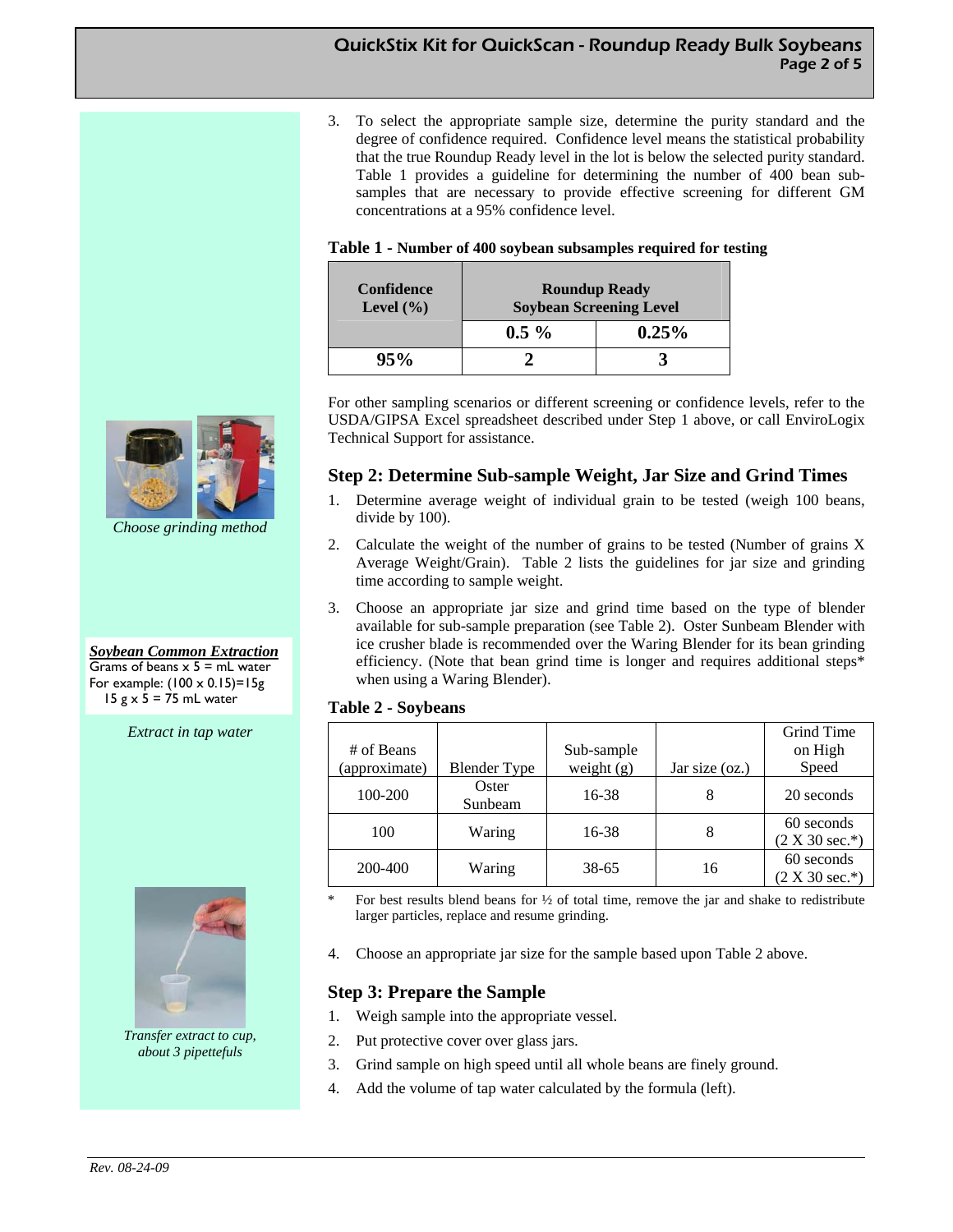3. To select the appropriate sample size, determine the purity standard and the degree of confidence required. Confidence level means the statistical probability that the true Roundup Ready level in the lot is below the selected purity standard. Table 1 provides a guideline for determining the number of 400 bean sub-samples that are necessary to provide effective screening for different GM concentrations at a 95% confidence level.

**Table 1 - Number of 400 soybean subsamples required for testing**

| Confidence Level (%) | Roundup Ready Soybean Screening Level | |
|---|---|---|
| | **0.5 %** | **0.25%** |
| **95%** | **2** | **3** |

For other sampling scenarios or different screening or confidence levels, refer to the USDA/GIPSA Excel spreadsheet described under Step 1 above, or call EnviroLogix Technical Support for assistance.

*Choose grinding method*

## Step 2: Determine Sub-sample Weight, Jar Size and Grind Times

1. Determine average weight of individual grain to be tested (weigh 100 beans, divide by 100).
2. Calculate the weight of the number of grains to be tested (Number of grains X Average Weight/Grain). Table 2 lists the guidelines for jar size and grinding time according to sample weight.
3. Choose an appropriate jar size and grind time based on the type of blender available for sub-sample preparation (see Table 2). Oster Sunbeam Blender with ice crusher blade is recommended over the Waring Blender for its bean grinding efficiency. (Note that bean grind time is longer and requires additional steps* when using a Waring Blender).

**Soybean Common Extraction**
Grams of beans x 5 = mL water
For example: (100 x 0.15)=15g
15 g x 5 = 75 mL water

*Extract in tap water*

**Table 2 - Soybeans**

| # of Beans (approximate) | Blender Type | Sub-sample weight (g) | Jar size (oz.) | Grind Time on High Speed |
|---|---|---|---|---|
| 100-200 | Oster Sunbeam | 16-38 | 8 | 20 seconds |
| 100 | Waring | 16-38 | 8 | 60 seconds (2 X 30 sec.*) |
| 200-400 | Waring | 38-65 | 16 | 60 seconds (2 X 30 sec.*) |

\* For best results blend beans for ½ of total time, remove the jar and shake to redistribute larger particles, replace and resume grinding.

4. Choose an appropriate jar size for the sample based upon Table 2 above.

## Step 3: Prepare the Sample

1. Weigh sample into the appropriate vessel.
2. Put protective cover over glass jars.
3. Grind sample on high speed until all whole beans are finely ground.
4. Add the volume of tap water calculated by the formula (left).

*Transfer extract to cup, about 3 pipetfuls*

Rev. 08-24-09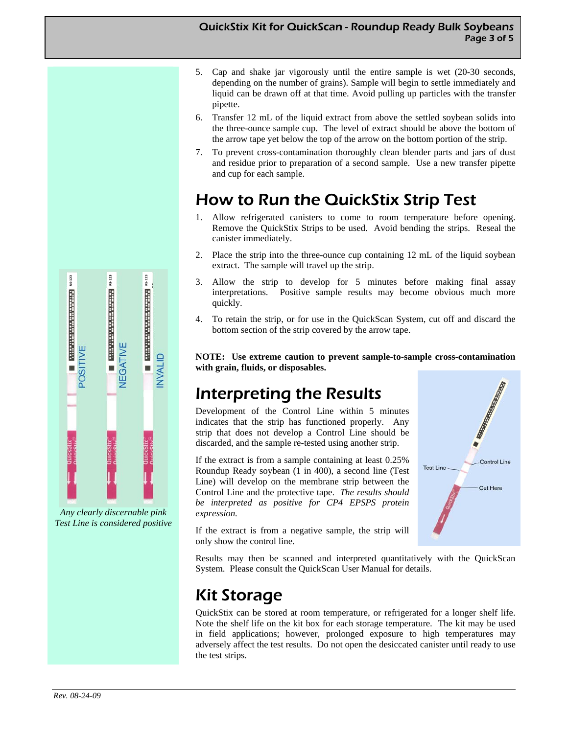5. Cap and shake jar vigorously until the entire sample is wet (20-30 seconds, depending on the number of grains). Sample will begin to settle immediately and liquid can be drawn off at that time. Avoid pulling up particles with the transfer pipette.
6. Transfer 12 mL of the liquid extract from above the settled soybean solids into the three-ounce sample cup. The level of extract should be above the bottom of the arrow tape yet below the top of the arrow on the bottom portion of the strip.
7. To prevent cross-contamination thoroughly clean blender parts and jars of dust and residue prior to preparation of a second sample. Use a new transfer pipette and cup for each sample.

## How to Run the QuickStix Strip Test

1. Allow refrigerated canisters to come to room temperature before opening. Remove the QuickStix Strips to be used. Avoid bending the strips. Reseal the canister immediately.
2. Place the strip into the three-ounce cup containing 12 mL of the liquid soybean extract. The sample will travel up the strip.
3. Allow the strip to develop for 5 minutes before making final assay interpretations. Positive sample results may become obvious much more quickly.
4. To retain the strip, or for use in the QuickScan System, cut off and discard the bottom section of the strip covered by the arrow tape.

**NOTE: Use extreme caution to prevent sample-to-sample cross-contamination with grain, fluids, or disposables.**

*Any clearly discernable pink Test Line is considered positive*

## Interpreting the Results

Development of the Control Line within 5 minutes indicates that the strip has functioned properly. Any strip that does not develop a Control Line should be discarded, and the sample re-tested using another strip.

If the extract is from a sample containing at least 0.25% Roundup Ready soybean (1 in 400), a second line (Test Line) will develop on the membrane strip between the Control Line and the protective tape. *The results should be interpreted as positive for CP4 EPSPS protein expression.*

If the extract is from a negative sample, the strip will only show the control line.

Results may then be scanned and interpreted quantitatively with the QuickScan System. Please consult the QuickScan User Manual for details.

## Kit Storage

QuickStix can be stored at room temperature, or refrigerated for a longer shelf life. Note the shelf life on the kit box for each storage temperature. The kit may be used in field applications; however, prolonged exposure to high temperatures may adversely affect the test results. Do not open the desiccated canister until ready to use the test strips.

*Rev. 08-24-09*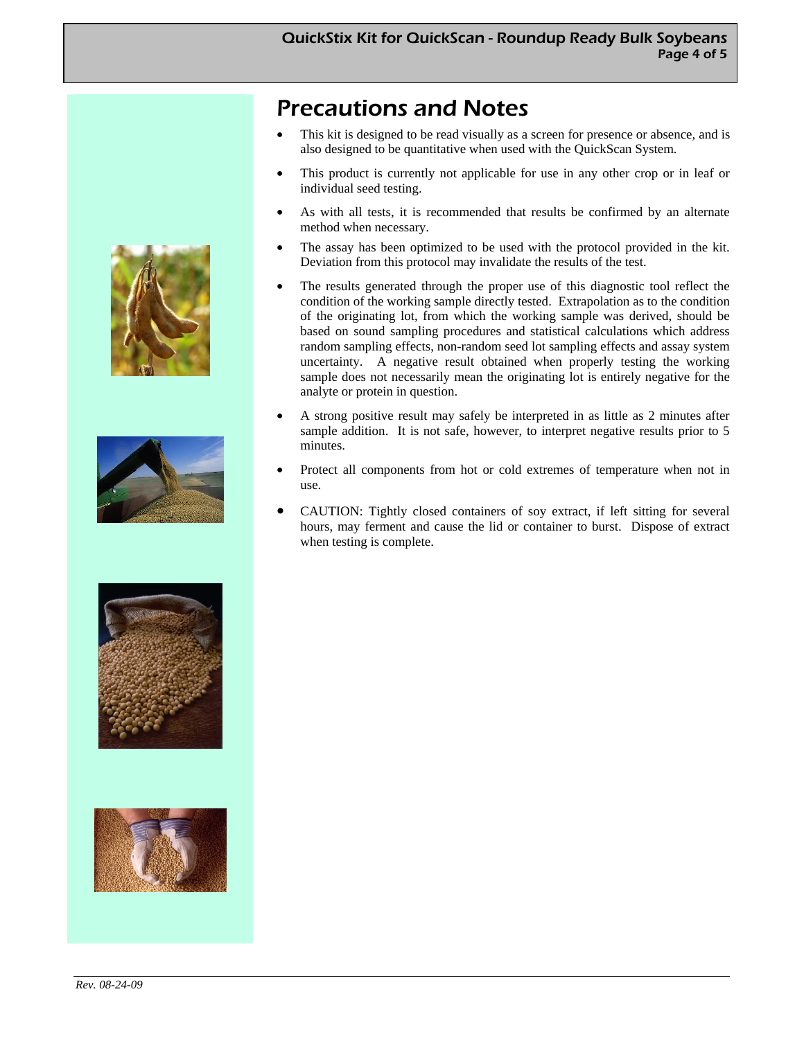# Precautions and Notes

- This kit is designed to be read visually as a screen for presence or absence, and is also designed to be quantitative when used with the QuickScan System.
- This product is currently not applicable for use in any other crop or in leaf or individual seed testing.
- As with all tests, it is recommended that results be confirmed by an alternate method when necessary.
- The assay has been optimized to be used with the protocol provided in the kit. Deviation from this protocol may invalidate the results of the test.
- The results generated through the proper use of this diagnostic tool reflect the condition of the working sample directly tested. Extrapolation as to the condition of the originating lot, from which the working sample was derived, should be based on sound sampling procedures and statistical calculations which address random sampling effects, non-random seed lot sampling effects and assay system uncertainty. A negative result obtained when properly testing the working sample does not necessarily mean the originating lot is entirely negative for the analyte or protein in question.
- A strong positive result may safely be interpreted in as little as 2 minutes after sample addition. It is not safe, however, to interpret negative results prior to 5 minutes.
- Protect all components from hot or cold extremes of temperature when not in use.
- CAUTION: Tightly closed containers of soy extract, if left sitting for several hours, may ferment and cause the lid or container to burst. Dispose of extract when testing is complete.

*Rev. 08-24-09*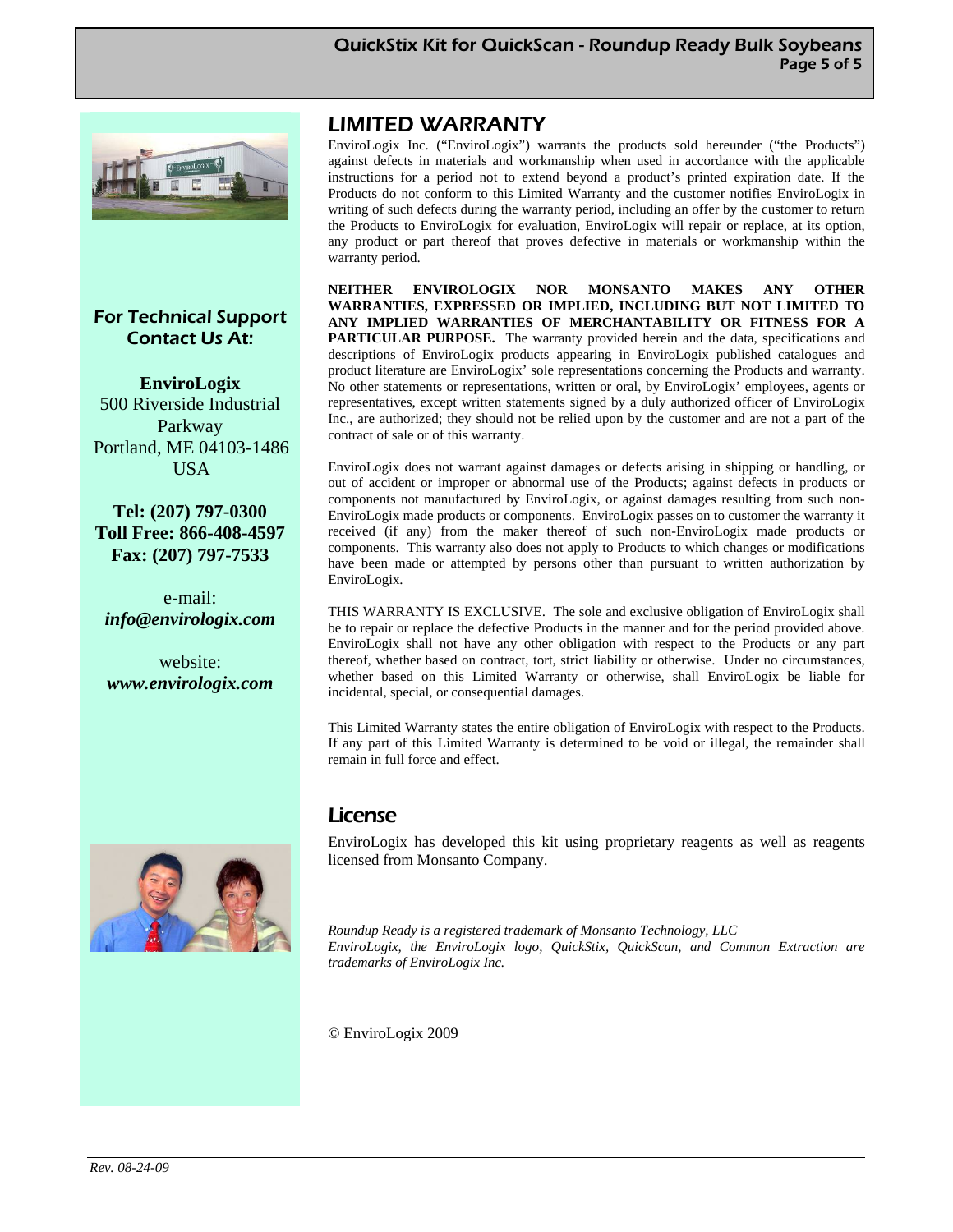## LIMITED WARRANTY

EnviroLogix Inc. ("EnviroLogix") warrants the products sold hereunder ("the Products") against defects in materials and workmanship when used in accordance with the applicable instructions for a period not to extend beyond a product's printed expiration date. If the Products do not conform to this Limited Warranty and the customer notifies EnviroLogix in writing of such defects during the warranty period, including an offer by the customer to return the Products to EnviroLogix for evaluation, EnviroLogix will repair or replace, at its option, any product or part thereof that proves defective in materials or workmanship within the warranty period.

**NEITHER ENVIROLOGIX NOR MONSANTO MAKES ANY OTHER WARRANTIES, EXPRESSED OR IMPLIED, INCLUDING BUT NOT LIMITED TO ANY IMPLIED WARRANTIES OF MERCHANTABILITY OR FITNESS FOR A PARTICULAR PURPOSE.** The warranty provided herein and the data, specifications and descriptions of EnviroLogix products appearing in EnviroLogix published catalogues and product literature are EnviroLogix' sole representations concerning the Products and warranty. No other statements or representations, written or oral, by EnviroLogix' employees, agents or representatives, except written statements signed by a duly authorized officer of EnviroLogix Inc., are authorized; they should not be relied upon by the customer and are not a part of the contract of sale or of this warranty.

EnviroLogix does not warrant against damages or defects arising in shipping or handling, or out of accident or improper or abnormal use of the Products; against defects in products or components not manufactured by EnviroLogix, or against damages resulting from such non-EnviroLogix made products or components. EnviroLogix passes on to customer the warranty it received (if any) from the maker thereof of such non-EnviroLogix made products or components. This warranty also does not apply to Products to which changes or modifications have been made or attempted by persons other than pursuant to written authorization by EnviroLogix.

THIS WARRANTY IS EXCLUSIVE. The sole and exclusive obligation of EnviroLogix shall be to repair or replace the defective Products in the manner and for the period provided above. EnviroLogix shall not have any other obligation with respect to the Products or any part thereof, whether based on contract, tort, strict liability or otherwise. Under no circumstances, whether based on this Limited Warranty or otherwise, shall EnviroLogix be liable for incidental, special, or consequential damages.

This Limited Warranty states the entire obligation of EnviroLogix with respect to the Products. If any part of this Limited Warranty is determined to be void or illegal, the remainder shall remain in full force and effect.

## License

EnviroLogix has developed this kit using proprietary reagents as well as reagents licensed from Monsanto Company.

*Roundup Ready is a registered trademark of Monsanto Technology, LLC*
*EnviroLogix, the EnviroLogix logo, QuickStix, QuickScan, and Common Extraction are trademarks of EnviroLogix Inc.*

© EnviroLogix 2009

### For Technical Support Contact Us At:

**EnviroLogix**
500 Riverside Industrial Parkway
Portland, ME 04103-1486
USA

**Tel: (207) 797-0300**
**Toll Free: 866-408-4597**
**Fax: (207) 797-7533**

e-mail:
***info@envirologix.com***

website:
***www.envirologix.com***

*Rev. 08-24-09*